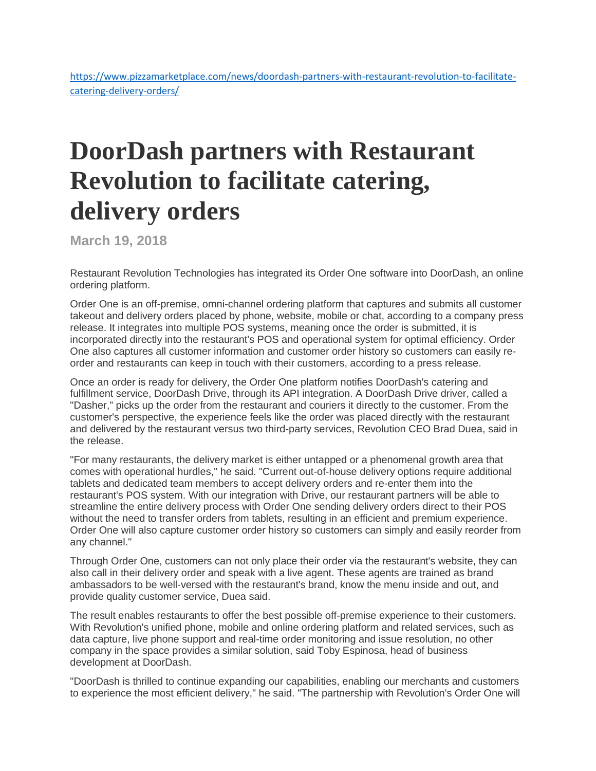https://www.pizzamarketplace.com/news/doordash-partners-with-restaurant-revolution-to-facilitate-catering-delivery-orders/

# DoorDash partners with Restaurant Revolution to facilitate catering, delivery orders

**March 19, 2018**

Restaurant Revolution Technologies has integrated its Order One software into DoorDash, an online ordering platform.

Order One is an off-premise, omni-channel ordering platform that captures and submits all customer takeout and delivery orders placed by phone, website, mobile or chat, according to a company press release. It integrates into multiple POS systems, meaning once the order is submitted, it is incorporated directly into the restaurant's POS and operational system for optimal efficiency. Order One also captures all customer information and customer order history so customers can easily re-order and restaurants can keep in touch with their customers, according to a press release.

Once an order is ready for delivery, the Order One platform notifies DoorDash's catering and fulfillment service, DoorDash Drive, through its API integration. A DoorDash Drive driver, called a "Dasher," picks up the order from the restaurant and couriers it directly to the customer. From the customer's perspective, the experience feels like the order was placed directly with the restaurant and delivered by the restaurant versus two third-party services, Revolution CEO Brad Duea, said in the release.

"For many restaurants, the delivery market is either untapped or a phenomenal growth area that comes with operational hurdles," he said. "Current out-of-house delivery options require additional tablets and dedicated team members to accept delivery orders and re-enter them into the restaurant's POS system. With our integration with Drive, our restaurant partners will be able to streamline the entire delivery process with Order One sending delivery orders direct to their POS without the need to transfer orders from tablets, resulting in an efficient and premium experience. Order One will also capture customer order history so customers can simply and easily reorder from any channel."

Through Order One, customers can not only place their order via the restaurant's website, they can also call in their delivery order and speak with a live agent. These agents are trained as brand ambassadors to be well-versed with the restaurant's brand, know the menu inside and out, and provide quality customer service, Duea said.

The result enables restaurants to offer the best possible off-premise experience to their customers. With Revolution's unified phone, mobile and online ordering platform and related services, such as data capture, live phone support and real-time order monitoring and issue resolution, no other company in the space provides a similar solution, said Toby Espinosa, head of business development at DoorDash.

"DoorDash is thrilled to continue expanding our capabilities, enabling our merchants and customers to experience the most efficient delivery," he said. "The partnership with Revolution's Order One will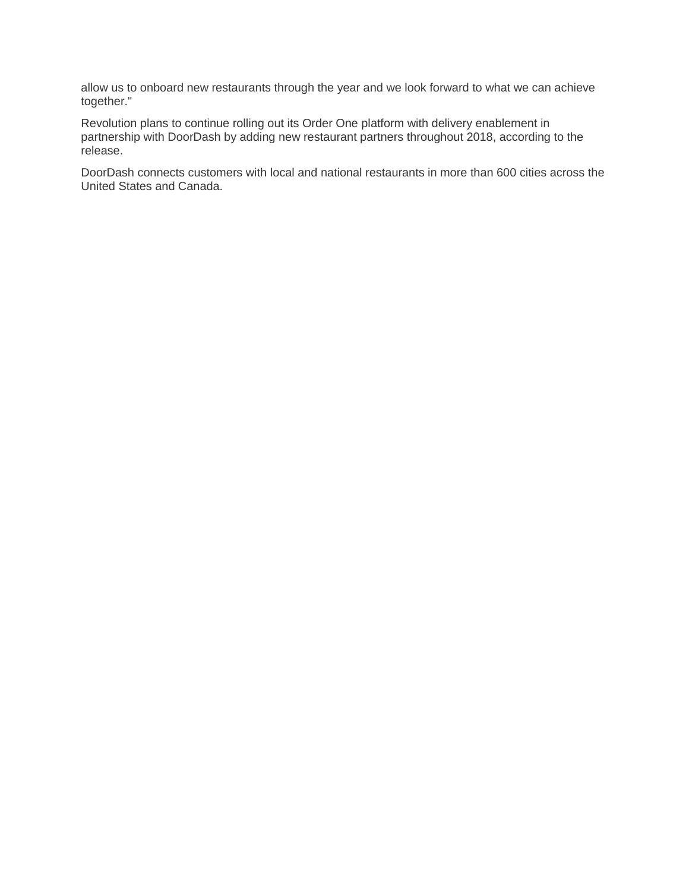allow us to onboard new restaurants through the year and we look forward to what we can achieve together."

Revolution plans to continue rolling out its Order One platform with delivery enablement in partnership with DoorDash by adding new restaurant partners throughout 2018, according to the release.

DoorDash connects customers with local and national restaurants in more than 600 cities across the United States and Canada.